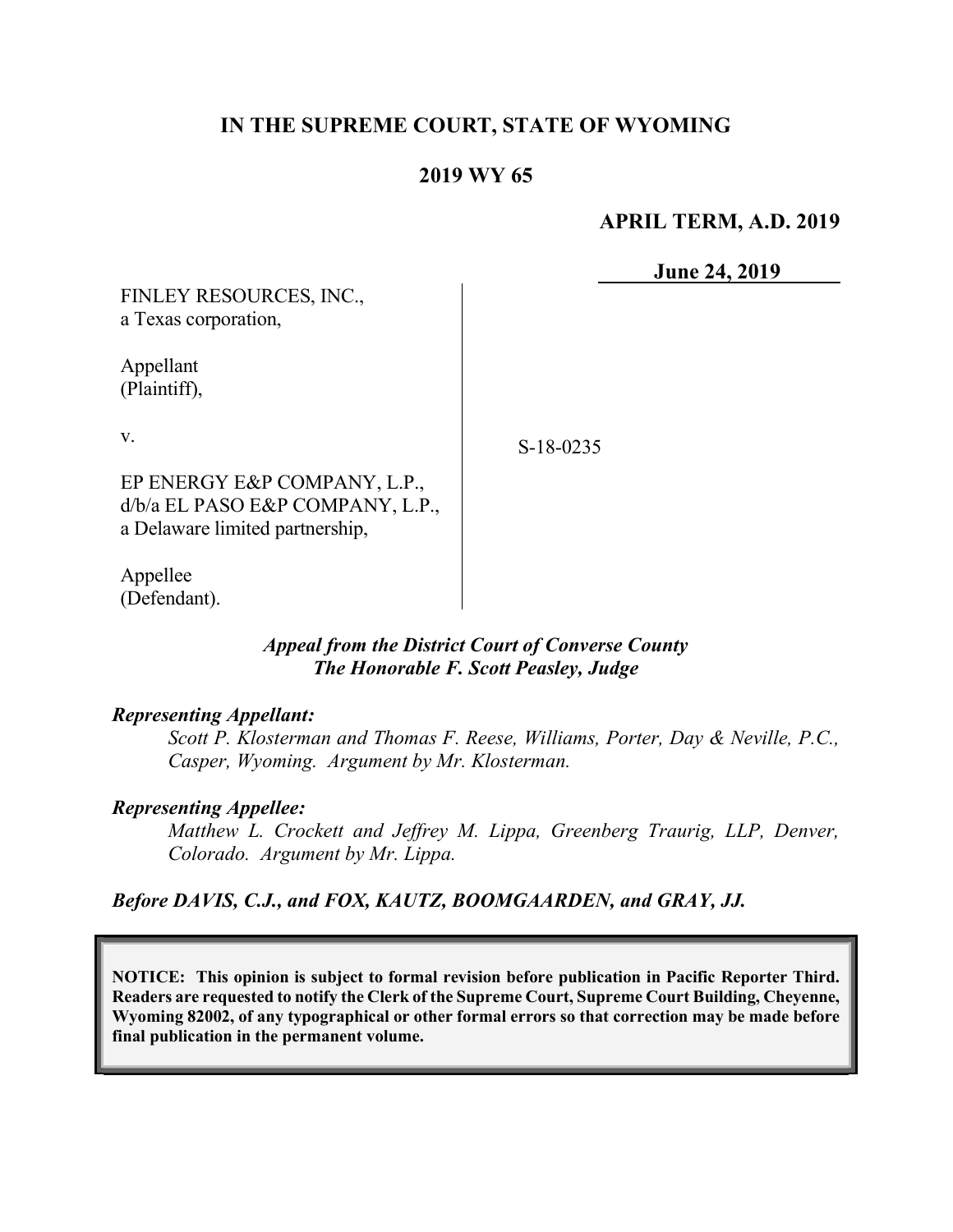# IN THE SUPREME COURT, STATE OF WYOMING

## 2019 WY 65

**APRIL TERM, A.D. 2019**

**June 24, 2019**

FINLEY RESOURCES, INC.,
a Texas corporation,

Appellant
(Plaintiff),

v.

EP ENERGY E&P COMPANY, L.P.,
d/b/a EL PASO E&P COMPANY, L.P.,
a Delaware limited partnership,

Appellee
(Defendant).

S-18-0235

*Appeal from the District Court of Converse County*
*The Honorable F. Scott Peasley, Judge*

***Representing Appellant:***

*Scott P. Klosterman and Thomas F. Reese, Williams, Porter, Day & Neville, P.C., Casper, Wyoming. Argument by Mr. Klosterman.*

***Representing Appellee:***

*Matthew L. Crockett and Jeffrey M. Lippa, Greenberg Traurig, LLP, Denver, Colorado. Argument by Mr. Lippa.*

***Before DAVIS, C.J., and FOX, KAUTZ, BOOMGAARDEN, and GRAY, JJ.***

**NOTICE: This opinion is subject to formal revision before publication in Pacific Reporter Third. Readers are requested to notify the Clerk of the Supreme Court, Supreme Court Building, Cheyenne, Wyoming 82002, of any typographical or other formal errors so that correction may be made before final publication in the permanent volume.**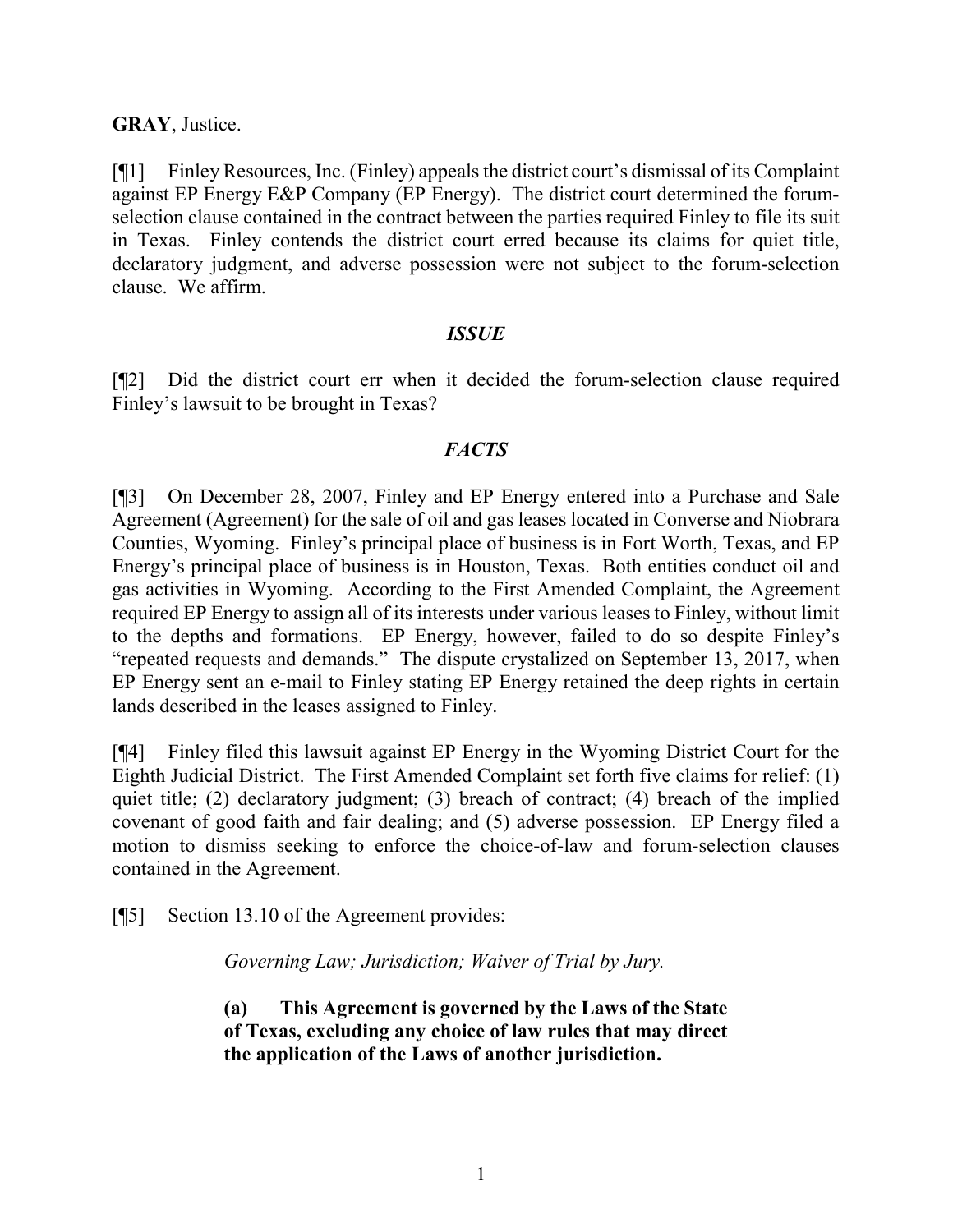**GRAY**, Justice.

[¶1] Finley Resources, Inc. (Finley) appeals the district court's dismissal of its Complaint against EP Energy E&P Company (EP Energy). The district court determined the forum-selection clause contained in the contract between the parties required Finley to file its suit in Texas. Finley contends the district court erred because its claims for quiet title, declaratory judgment, and adverse possession were not subject to the forum-selection clause. We affirm.

### *ISSUE*

[¶2] Did the district court err when it decided the forum-selection clause required Finley's lawsuit to be brought in Texas?

### *FACTS*

[¶3] On December 28, 2007, Finley and EP Energy entered into a Purchase and Sale Agreement (Agreement) for the sale of oil and gas leases located in Converse and Niobrara Counties, Wyoming. Finley's principal place of business is in Fort Worth, Texas, and EP Energy's principal place of business is in Houston, Texas. Both entities conduct oil and gas activities in Wyoming. According to the First Amended Complaint, the Agreement required EP Energy to assign all of its interests under various leases to Finley, without limit to the depths and formations. EP Energy, however, failed to do so despite Finley's "repeated requests and demands." The dispute crystalized on September 13, 2017, when EP Energy sent an e-mail to Finley stating EP Energy retained the deep rights in certain lands described in the leases assigned to Finley.

[¶4] Finley filed this lawsuit against EP Energy in the Wyoming District Court for the Eighth Judicial District. The First Amended Complaint set forth five claims for relief: (1) quiet title; (2) declaratory judgment; (3) breach of contract; (4) breach of the implied covenant of good faith and fair dealing; and (5) adverse possession. EP Energy filed a motion to dismiss seeking to enforce the choice-of-law and forum-selection clauses contained in the Agreement.

[¶5] Section 13.10 of the Agreement provides:

> *Governing Law; Jurisdiction; Waiver of Trial by Jury.*
>
> **(a) This Agreement is governed by the Laws of the State of Texas, excluding any choice of law rules that may direct the application of the Laws of another jurisdiction.**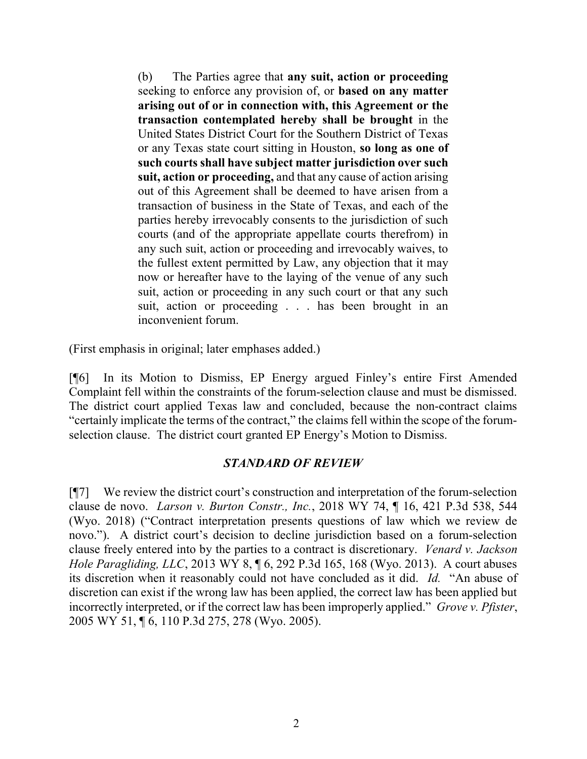> (b) The Parties agree that **any suit, action or proceeding** seeking to enforce any provision of, or **based on any matter arising out of or in connection with, this Agreement or the transaction contemplated hereby shall be brought** in the United States District Court for the Southern District of Texas or any Texas state court sitting in Houston, **so long as one of such courts shall have subject matter jurisdiction over such suit, action or proceeding,** and that any cause of action arising out of this Agreement shall be deemed to have arisen from a transaction of business in the State of Texas, and each of the parties hereby irrevocably consents to the jurisdiction of such courts (and of the appropriate appellate courts therefrom) in any such suit, action or proceeding and irrevocably waives, to the fullest extent permitted by Law, any objection that it may now or hereafter have to the laying of the venue of any such suit, action or proceeding in any such court or that any such suit, action or proceeding . . . has been brought in an inconvenient forum.

(First emphasis in original; later emphases added.)

[¶6] In its Motion to Dismiss, EP Energy argued Finley's entire First Amended Complaint fell within the constraints of the forum-selection clause and must be dismissed. The district court applied Texas law and concluded, because the non-contract claims "certainly implicate the terms of the contract," the claims fell within the scope of the forum-selection clause. The district court granted EP Energy's Motion to Dismiss.

### ***STANDARD OF REVIEW***

[¶7] We review the district court's construction and interpretation of the forum-selection clause de novo. *Larson v. Burton Constr., Inc.*, 2018 WY 74, ¶ 16, 421 P.3d 538, 544 (Wyo. 2018) ("Contract interpretation presents questions of law which we review de novo."). A district court's decision to decline jurisdiction based on a forum-selection clause freely entered into by the parties to a contract is discretionary. *Venard v. Jackson Hole Paragliding, LLC*, 2013 WY 8, ¶ 6, 292 P.3d 165, 168 (Wyo. 2013). A court abuses its discretion when it reasonably could not have concluded as it did. *Id.* "An abuse of discretion can exist if the wrong law has been applied, the correct law has been applied but incorrectly interpreted, or if the correct law has been improperly applied." *Grove v. Pfister*, 2005 WY 51, ¶ 6, 110 P.3d 275, 278 (Wyo. 2005).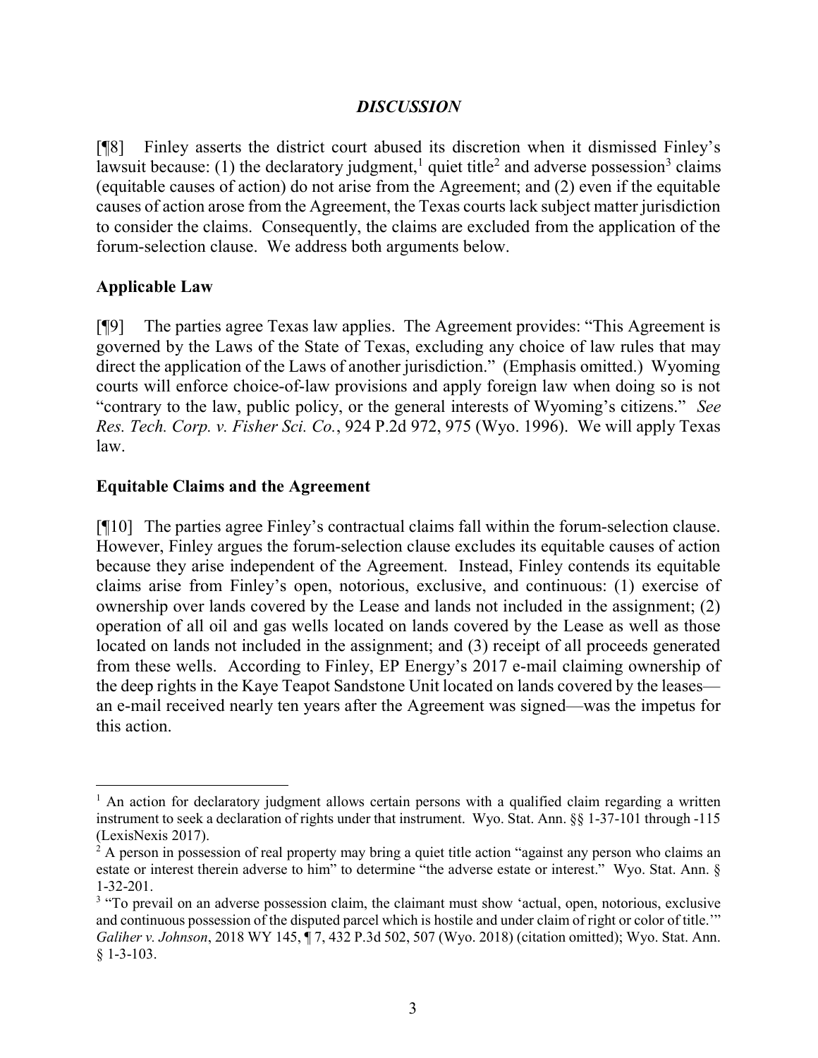## *DISCUSSION*

[¶8] Finley asserts the district court abused its discretion when it dismissed Finley's lawsuit because: (1) the declaratory judgment,[1] quiet title[2] and adverse possession[3] claims (equitable causes of action) do not arise from the Agreement; and (2) even if the equitable causes of action arose from the Agreement, the Texas courts lack subject matter jurisdiction to consider the claims. Consequently, the claims are excluded from the application of the forum-selection clause. We address both arguments below.

### Applicable Law

[¶9] The parties agree Texas law applies. The Agreement provides: "This Agreement is governed by the Laws of the State of Texas, excluding any choice of law rules that may direct the application of the Laws of another jurisdiction." (Emphasis omitted.) Wyoming courts will enforce choice-of-law provisions and apply foreign law when doing so is not "contrary to the law, public policy, or the general interests of Wyoming's citizens." *See Res. Tech. Corp. v. Fisher Sci. Co.*, 924 P.2d 972, 975 (Wyo. 1996). We will apply Texas law.

### Equitable Claims and the Agreement

[¶10] The parties agree Finley's contractual claims fall within the forum-selection clause. However, Finley argues the forum-selection clause excludes its equitable causes of action because they arise independent of the Agreement. Instead, Finley contends its equitable claims arise from Finley's open, notorious, exclusive, and continuous: (1) exercise of ownership over lands covered by the Lease and lands not included in the assignment; (2) operation of all oil and gas wells located on lands covered by the Lease as well as those located on lands not included in the assignment; and (3) receipt of all proceeds generated from these wells. According to Finley, EP Energy's 2017 e-mail claiming ownership of the deep rights in the Kaye Teapot Sandstone Unit located on lands covered by the leases—an e-mail received nearly ten years after the Agreement was signed—was the impetus for this action.

---

[1] An action for declaratory judgment allows certain persons with a qualified claim regarding a written instrument to seek a declaration of rights under that instrument. Wyo. Stat. Ann. §§ 1-37-101 through -115 (LexisNexis 2017).

[2] A person in possession of real property may bring a quiet title action "against any person who claims an estate or interest therein adverse to him" to determine "the adverse estate or interest." Wyo. Stat. Ann. § 1-32-201.

[3] "To prevail on an adverse possession claim, the claimant must show 'actual, open, notorious, exclusive and continuous possession of the disputed parcel which is hostile and under claim of right or color of title.'" *Galiher v. Johnson*, 2018 WY 145, ¶ 7, 432 P.3d 502, 507 (Wyo. 2018) (citation omitted); Wyo. Stat. Ann. § 1-3-103.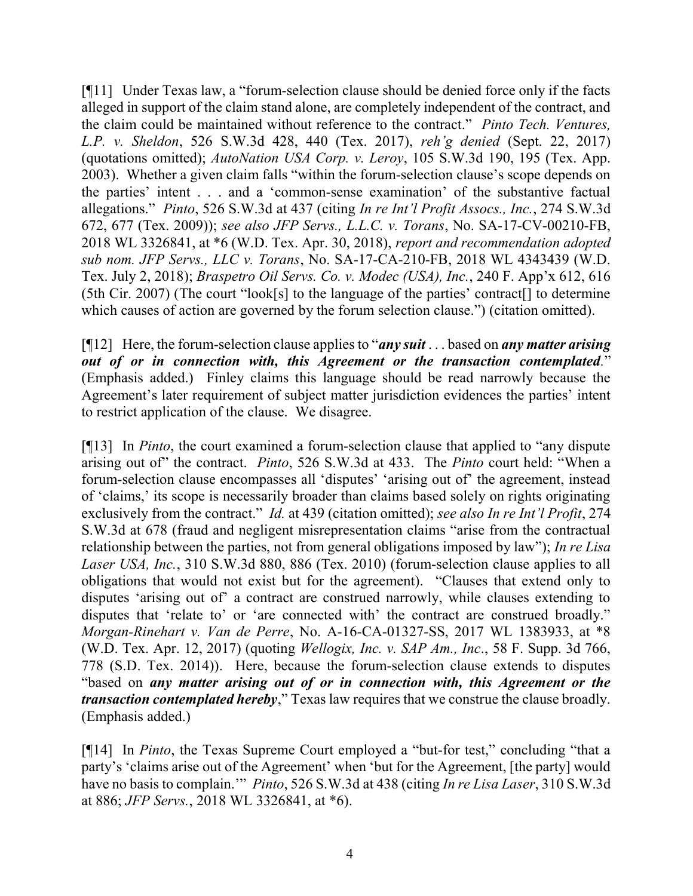[¶11] Under Texas law, a "forum-selection clause should be denied force only if the facts alleged in support of the claim stand alone, are completely independent of the contract, and the claim could be maintained without reference to the contract." *Pinto Tech. Ventures, L.P. v. Sheldon*, 526 S.W.3d 428, 440 (Tex. 2017), *reh'g denied* (Sept. 22, 2017) (quotations omitted); *AutoNation USA Corp. v. Leroy*, 105 S.W.3d 190, 195 (Tex. App. 2003). Whether a given claim falls "within the forum-selection clause's scope depends on the parties' intent . . . and a 'common-sense examination' of the substantive factual allegations." *Pinto*, 526 S.W.3d at 437 (citing *In re Int'l Profit Assocs., Inc.*, 274 S.W.3d 672, 677 (Tex. 2009)); *see also JFP Servs., L.L.C. v. Torans*, No. SA-17-CV-00210-FB, 2018 WL 3326841, at *6 (W.D. Tex. Apr. 30, 2018), *report and recommendation adopted sub nom. JFP Servs., LLC v. Torans*, No. SA-17-CA-210-FB, 2018 WL 4343439 (W.D. Tex. July 2, 2018); *Braspetro Oil Servs. Co. v. Modec (USA), Inc.*, 240 F. App'x 612, 616 (5th Cir. 2007) (The court "look[s] to the language of the parties' contract[] to determine which causes of action are governed by the forum selection clause.") (citation omitted).

[¶12] Here, the forum-selection clause applies to "***any suit*** . . . based on ***any matter arising out of or in connection with, this Agreement or the transaction contemplated***." (Emphasis added.) Finley claims this language should be read narrowly because the Agreement's later requirement of subject matter jurisdiction evidences the parties' intent to restrict application of the clause. We disagree.

[¶13] In *Pinto*, the court examined a forum-selection clause that applied to "any dispute arising out of" the contract. *Pinto*, 526 S.W.3d at 433. The *Pinto* court held: "When a forum-selection clause encompasses all 'disputes' 'arising out of' the agreement, instead of 'claims,' its scope is necessarily broader than claims based solely on rights originating exclusively from the contract." *Id.* at 439 (citation omitted); *see also In re Int'l Profit*, 274 S.W.3d at 678 (fraud and negligent misrepresentation claims "arise from the contractual relationship between the parties, not from general obligations imposed by law"); *In re Lisa Laser USA, Inc.*, 310 S.W.3d 880, 886 (Tex. 2010) (forum-selection clause applies to all obligations that would not exist but for the agreement). "Clauses that extend only to disputes 'arising out of' a contract are construed narrowly, while clauses extending to disputes that 'relate to' or 'are connected with' the contract are construed broadly." *Morgan-Rinehart v. Van de Perre*, No. A-16-CA-01327-SS, 2017 WL 1383933, at *8 (W.D. Tex. Apr. 12, 2017) (quoting *Wellogix, Inc. v. SAP Am., Inc*., 58 F. Supp. 3d 766, 778 (S.D. Tex. 2014)). Here, because the forum-selection clause extends to disputes "based on ***any matter arising out of or in connection with, this Agreement or the transaction contemplated hereby***," Texas law requires that we construe the clause broadly. (Emphasis added.)

[¶14] In *Pinto*, the Texas Supreme Court employed a "but-for test," concluding "that a party's 'claims arise out of the Agreement' when 'but for the Agreement, [the party] would have no basis to complain.'" *Pinto*, 526 S.W.3d at 438 (citing *In re Lisa Laser*, 310 S.W.3d at 886; *JFP Servs.*, 2018 WL 3326841, at *6).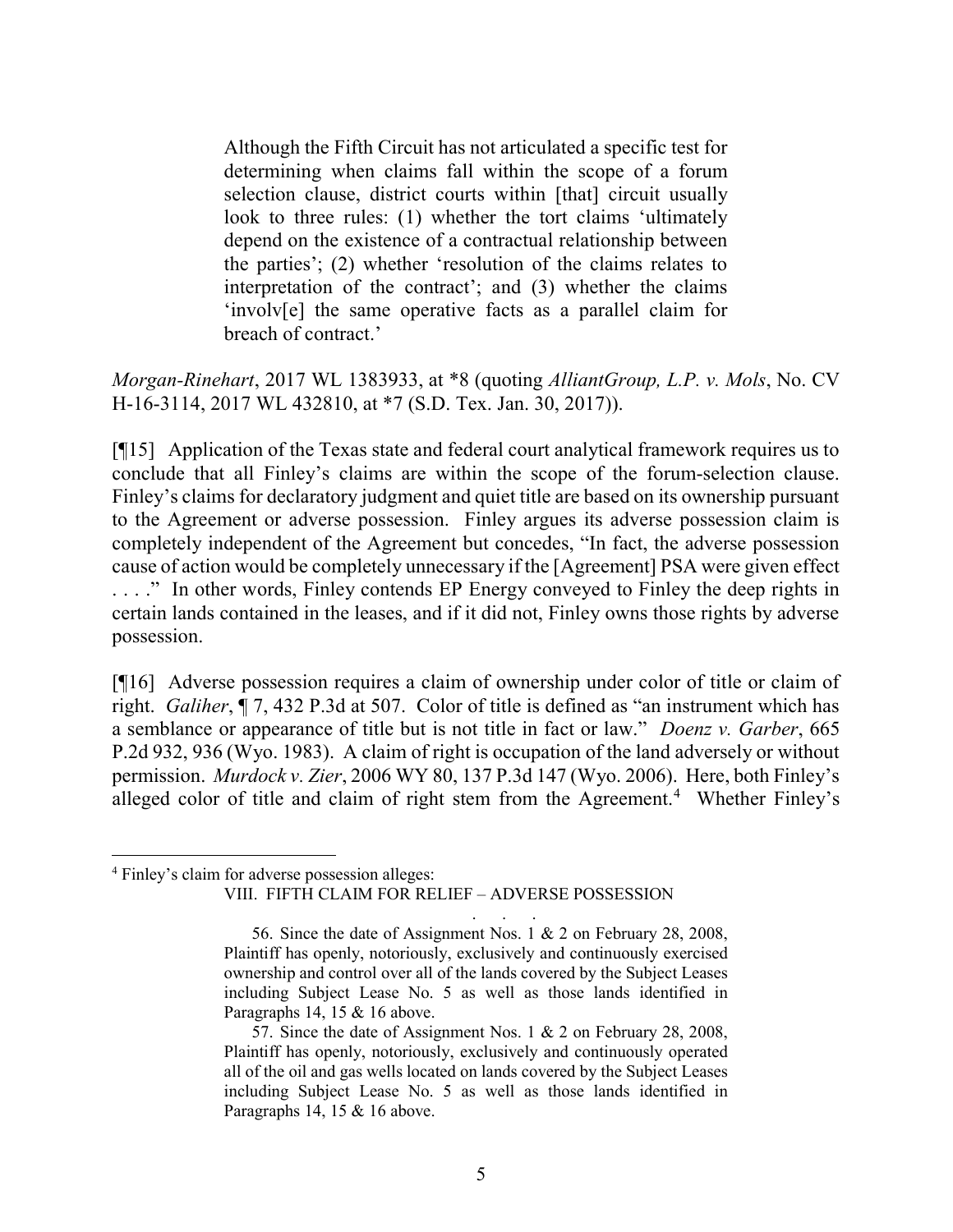> Although the Fifth Circuit has not articulated a specific test for determining when claims fall within the scope of a forum selection clause, district courts within [that] circuit usually look to three rules: (1) whether the tort claims 'ultimately depend on the existence of a contractual relationship between the parties'; (2) whether 'resolution of the claims relates to interpretation of the contract'; and (3) whether the claims 'involv[e] the same operative facts as a parallel claim for breach of contract.'

*Morgan-Rinehart*, 2017 WL 1383933, at *8 (quoting *AlliantGroup, L.P. v. Mols*, No. CV H-16-3114, 2017 WL 432810, at *7 (S.D. Tex. Jan. 30, 2017)).

[¶15] Application of the Texas state and federal court analytical framework requires us to conclude that all Finley's claims are within the scope of the forum-selection clause. Finley's claims for declaratory judgment and quiet title are based on its ownership pursuant to the Agreement or adverse possession. Finley argues its adverse possession claim is completely independent of the Agreement but concedes, "In fact, the adverse possession cause of action would be completely unnecessary if the [Agreement] PSA were given effect . . . ." In other words, Finley contends EP Energy conveyed to Finley the deep rights in certain lands contained in the leases, and if it did not, Finley owns those rights by adverse possession.

[¶16] Adverse possession requires a claim of ownership under color of title or claim of right. *Galiher*, ¶ 7, 432 P.3d at 507. Color of title is defined as "an instrument which has a semblance or appearance of title but is not title in fact or law." *Doenz v. Garber*, 665 P.2d 932, 936 (Wyo. 1983). A claim of right is occupation of the land adversely or without permission. *Murdock v. Zier*, 2006 WY 80, 137 P.3d 147 (Wyo. 2006). Here, both Finley's alleged color of title and claim of right stem from the Agreement.[4] Whether Finley's

---

[4] Finley's claim for adverse possession alleges:

> VIII. FIFTH CLAIM FOR RELIEF – ADVERSE POSSESSION
>
> . . .
>
> 56. Since the date of Assignment Nos. 1 & 2 on February 28, 2008, Plaintiff has openly, notoriously, exclusively and continuously exercised ownership and control over all of the lands covered by the Subject Leases including Subject Lease No. 5 as well as those lands identified in Paragraphs 14, 15 & 16 above.
>
> 57. Since the date of Assignment Nos. 1 & 2 on February 28, 2008, Plaintiff has openly, notoriously, exclusively and continuously operated all of the oil and gas wells located on lands covered by the Subject Leases including Subject Lease No. 5 as well as those lands identified in Paragraphs 14, 15 & 16 above.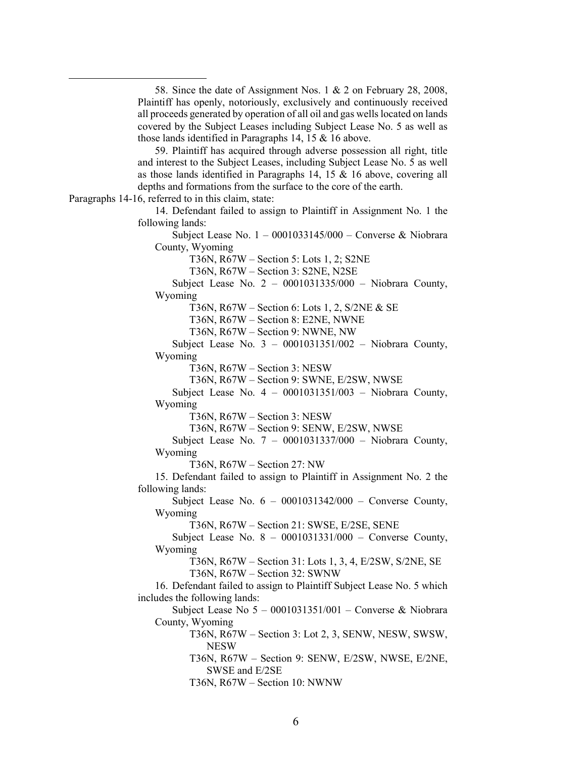58. Since the date of Assignment Nos. 1 & 2 on February 28, 2008, Plaintiff has openly, notoriously, exclusively and continuously received all proceeds generated by operation of all oil and gas wells located on lands covered by the Subject Leases including Subject Lease No. 5 as well as those lands identified in Paragraphs 14, 15 & 16 above.

59. Plaintiff has acquired through adverse possession all right, title and interest to the Subject Leases, including Subject Lease No. 5 as well as those lands identified in Paragraphs 14, 15 & 16 above, covering all depths and formations from the surface to the core of the earth.

Paragraphs 14-16, referred to in this claim, state:

14. Defendant failed to assign to Plaintiff in Assignment No. 1 the following lands:

Subject Lease No. 1 – 0001033145/000 – Converse & Niobrara County, Wyoming

T36N, R67W – Section 5: Lots 1, 2; S2NE

T36N, R67W – Section 3: S2NE, N2SE

Subject Lease No. 2 – 0001031335/000 – Niobrara County, Wyoming

T36N, R67W – Section 6: Lots 1, 2, S/2NE & SE

T36N, R67W – Section 8: E2NE, NWNE

T36N, R67W – Section 9: NWNE, NW

Subject Lease No. 3 – 0001031351/002 – Niobrara County, Wyoming

T36N, R67W – Section 3: NESW

T36N, R67W – Section 9: SWNE, E/2SW, NWSE

Subject Lease No. 4 – 0001031351/003 – Niobrara County, Wyoming

T36N, R67W – Section 3: NESW

T36N, R67W – Section 9: SENW, E/2SW, NWSE

Subject Lease No. 7 – 0001031337/000 – Niobrara County, Wyoming

T36N, R67W – Section 27: NW

15. Defendant failed to assign to Plaintiff in Assignment No. 2 the following lands:

Subject Lease No. 6 – 0001031342/000 – Converse County, Wyoming

T36N, R67W – Section 21: SWSE, E/2SE, SENE

Subject Lease No. 8 – 0001031331/000 – Converse County, Wyoming

T36N, R67W – Section 31: Lots 1, 3, 4, E/2SW, S/2NE, SE

T36N, R67W – Section 32: SWNW

16. Defendant failed to assign to Plaintiff Subject Lease No. 5 which includes the following lands:

Subject Lease No 5 – 0001031351/001 – Converse & Niobrara County, Wyoming

T36N, R67W – Section 3: Lot 2, 3, SENW, NESW, SWSW, NESW

T36N, R67W – Section 9: SENW, E/2SW, NWSE, E/2NE, SWSE and E/2SE

T36N, R67W – Section 10: NWNW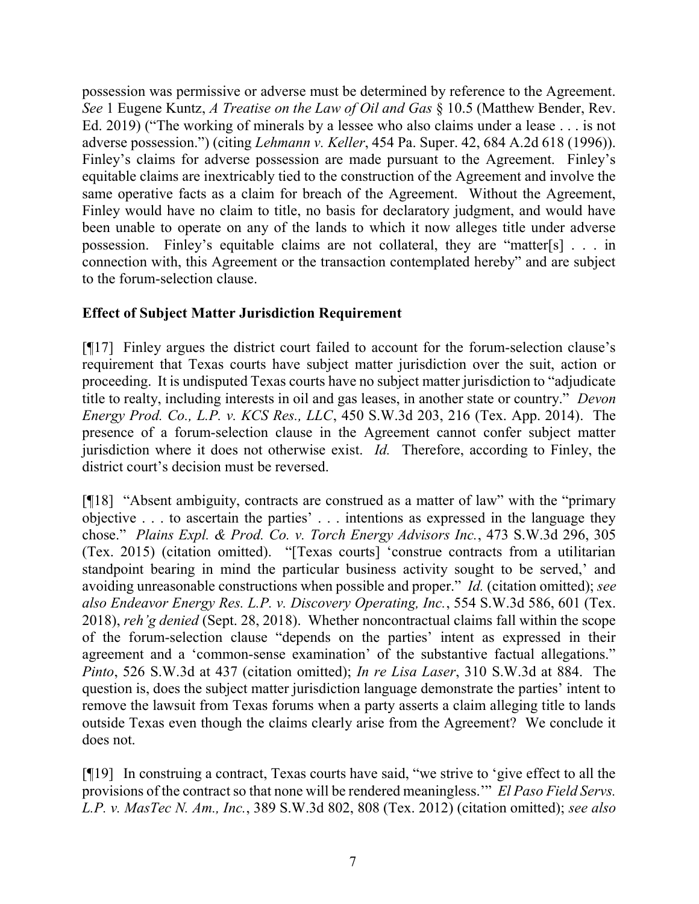possession was permissive or adverse must be determined by reference to the Agreement. *See* 1 Eugene Kuntz, *A Treatise on the Law of Oil and Gas* § 10.5 (Matthew Bender, Rev. Ed. 2019) ("The working of minerals by a lessee who also claims under a lease . . . is not adverse possession.") (citing *Lehmann v. Keller*, 454 Pa. Super. 42, 684 A.2d 618 (1996)). Finley's claims for adverse possession are made pursuant to the Agreement. Finley's equitable claims are inextricably tied to the construction of the Agreement and involve the same operative facts as a claim for breach of the Agreement. Without the Agreement, Finley would have no claim to title, no basis for declaratory judgment, and would have been unable to operate on any of the lands to which it now alleges title under adverse possession. Finley's equitable claims are not collateral, they are "matter[s] . . . in connection with, this Agreement or the transaction contemplated hereby" and are subject to the forum-selection clause.

**Effect of Subject Matter Jurisdiction Requirement**

[¶17] Finley argues the district court failed to account for the forum-selection clause's requirement that Texas courts have subject matter jurisdiction over the suit, action or proceeding. It is undisputed Texas courts have no subject matter jurisdiction to "adjudicate title to realty, including interests in oil and gas leases, in another state or country." *Devon Energy Prod. Co., L.P. v. KCS Res., LLC*, 450 S.W.3d 203, 216 (Tex. App. 2014). The presence of a forum-selection clause in the Agreement cannot confer subject matter jurisdiction where it does not otherwise exist. *Id.* Therefore, according to Finley, the district court's decision must be reversed.

[¶18] "Absent ambiguity, contracts are construed as a matter of law" with the "primary objective . . . to ascertain the parties' . . . intentions as expressed in the language they chose." *Plains Expl. & Prod. Co. v. Torch Energy Advisors Inc.*, 473 S.W.3d 296, 305 (Tex. 2015) (citation omitted). "[Texas courts] 'construe contracts from a utilitarian standpoint bearing in mind the particular business activity sought to be served,' and avoiding unreasonable constructions when possible and proper." *Id.* (citation omitted); *see also Endeavor Energy Res. L.P. v. Discovery Operating, Inc.*, 554 S.W.3d 586, 601 (Tex. 2018), *reh'g denied* (Sept. 28, 2018). Whether noncontractual claims fall within the scope of the forum-selection clause "depends on the parties' intent as expressed in their agreement and a 'common-sense examination' of the substantive factual allegations." *Pinto*, 526 S.W.3d at 437 (citation omitted); *In re Lisa Laser*, 310 S.W.3d at 884. The question is, does the subject matter jurisdiction language demonstrate the parties' intent to remove the lawsuit from Texas forums when a party asserts a claim alleging title to lands outside Texas even though the claims clearly arise from the Agreement? We conclude it does not.

[¶19] In construing a contract, Texas courts have said, "we strive to 'give effect to all the provisions of the contract so that none will be rendered meaningless.'" *El Paso Field Servs. L.P. v. MasTec N. Am., Inc.*, 389 S.W.3d 802, 808 (Tex. 2012) (citation omitted); *see also*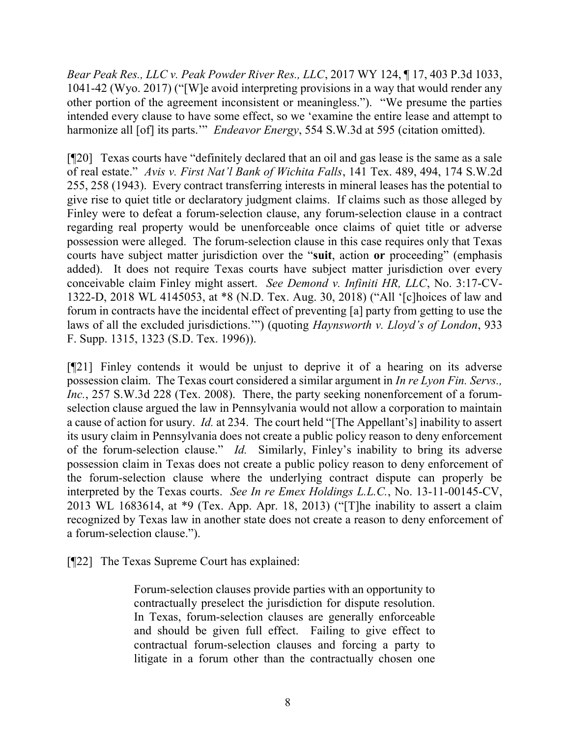*Bear Peak Res., LLC v. Peak Powder River Res., LLC*, 2017 WY 124, ¶ 17, 403 P.3d 1033, 1041-42 (Wyo. 2017) ("[W]e avoid interpreting provisions in a way that would render any other portion of the agreement inconsistent or meaningless."). "We presume the parties intended every clause to have some effect, so we 'examine the entire lease and attempt to harmonize all [of] its parts.'" *Endeavor Energy*, 554 S.W.3d at 595 (citation omitted).

[¶20] Texas courts have "definitely declared that an oil and gas lease is the same as a sale of real estate." *Avis v. First Nat'l Bank of Wichita Falls*, 141 Tex. 489, 494, 174 S.W.2d 255, 258 (1943). Every contract transferring interests in mineral leases has the potential to give rise to quiet title or declaratory judgment claims. If claims such as those alleged by Finley were to defeat a forum-selection clause, any forum-selection clause in a contract regarding real property would be unenforceable once claims of quiet title or adverse possession were alleged. The forum-selection clause in this case requires only that Texas courts have subject matter jurisdiction over the "**suit**, action **or** proceeding" (emphasis added). It does not require Texas courts have subject matter jurisdiction over every conceivable claim Finley might assert. *See Demond v. Infiniti HR, LLC*, No. 3:17-CV-1322-D, 2018 WL 4145053, at *8 (N.D. Tex. Aug. 30, 2018) ("All '[c]hoices of law and forum in contracts have the incidental effect of preventing [a] party from getting to use the laws of all the excluded jurisdictions.'") (quoting *Haynsworth v. Lloyd's of London*, 933 F. Supp. 1315, 1323 (S.D. Tex. 1996)).

[¶21] Finley contends it would be unjust to deprive it of a hearing on its adverse possession claim. The Texas court considered a similar argument in *In re Lyon Fin. Servs., Inc.*, 257 S.W.3d 228 (Tex. 2008). There, the party seeking nonenforcement of a forum-selection clause argued the law in Pennsylvania would not allow a corporation to maintain a cause of action for usury. *Id.* at 234. The court held "[The Appellant's] inability to assert its usury claim in Pennsylvania does not create a public policy reason to deny enforcement of the forum-selection clause." *Id.* Similarly, Finley's inability to bring its adverse possession claim in Texas does not create a public policy reason to deny enforcement of the forum-selection clause where the underlying contract dispute can properly be interpreted by the Texas courts. *See In re Emex Holdings L.L.C.*, No. 13-11-00145-CV, 2013 WL 1683614, at *9 (Tex. App. Apr. 18, 2013) ("[T]he inability to assert a claim recognized by Texas law in another state does not create a reason to deny enforcement of a forum-selection clause.").

[¶22] The Texas Supreme Court has explained:

> Forum-selection clauses provide parties with an opportunity to contractually preselect the jurisdiction for dispute resolution. In Texas, forum-selection clauses are generally enforceable and should be given full effect. Failing to give effect to contractual forum-selection clauses and forcing a party to litigate in a forum other than the contractually chosen one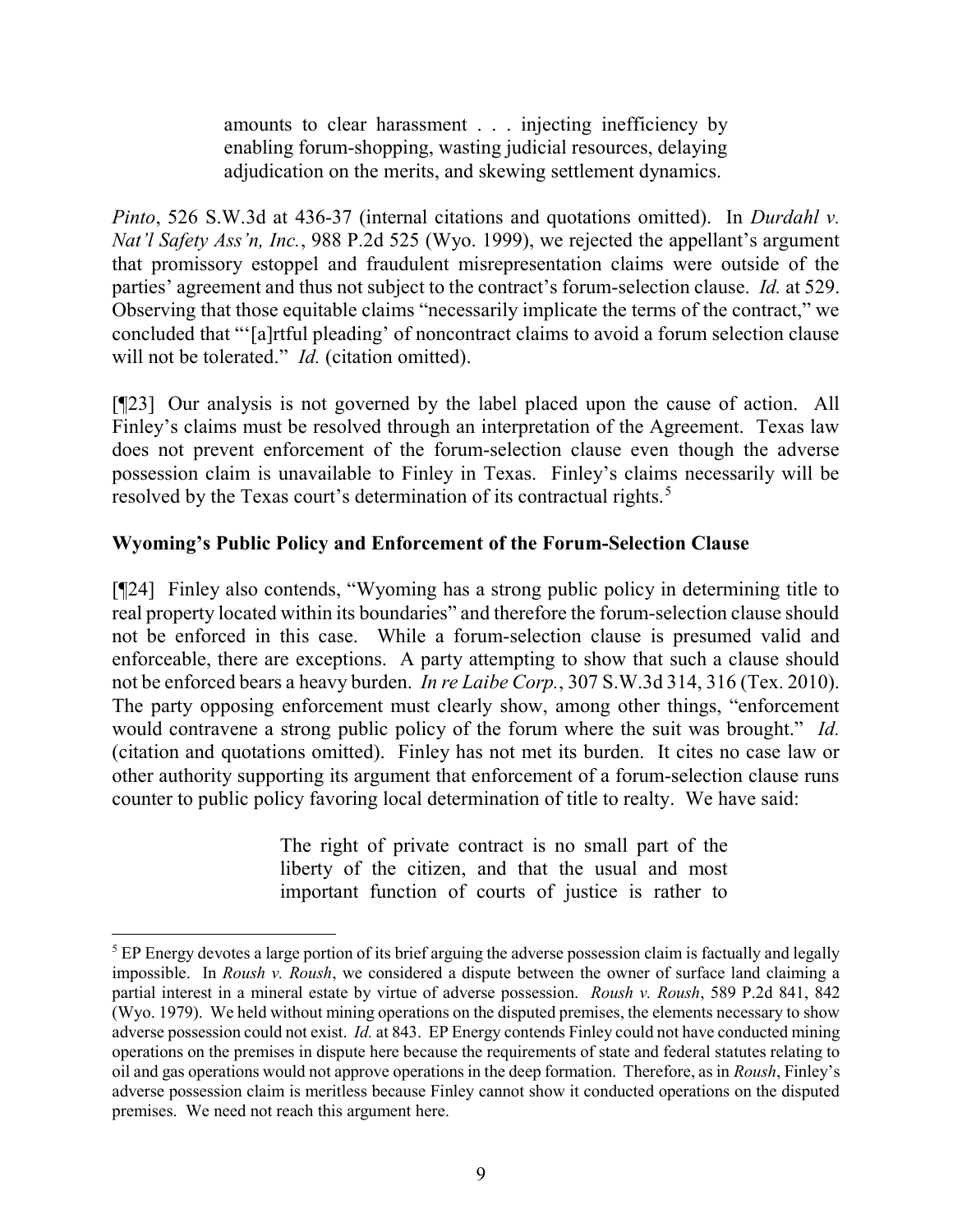> amounts to clear harassment . . . injecting inefficiency by enabling forum-shopping, wasting judicial resources, delaying adjudication on the merits, and skewing settlement dynamics.

*Pinto*, 526 S.W.3d at 436-37 (internal citations and quotations omitted). In *Durdahl v. Nat'l Safety Ass'n, Inc.*, 988 P.2d 525 (Wyo. 1999), we rejected the appellant's argument that promissory estoppel and fraudulent misrepresentation claims were outside of the parties' agreement and thus not subject to the contract's forum-selection clause. *Id.* at 529. Observing that those equitable claims "necessarily implicate the terms of the contract," we concluded that "'[a]rtful pleading' of noncontract claims to avoid a forum selection clause will not be tolerated." *Id.* (citation omitted).

[¶23] Our analysis is not governed by the label placed upon the cause of action. All Finley's claims must be resolved through an interpretation of the Agreement. Texas law does not prevent enforcement of the forum-selection clause even though the adverse possession claim is unavailable to Finley in Texas. Finley's claims necessarily will be resolved by the Texas court's determination of its contractual rights.[5]

## Wyoming's Public Policy and Enforcement of the Forum-Selection Clause

[¶24] Finley also contends, "Wyoming has a strong public policy in determining title to real property located within its boundaries" and therefore the forum-selection clause should not be enforced in this case. While a forum-selection clause is presumed valid and enforceable, there are exceptions. A party attempting to show that such a clause should not be enforced bears a heavy burden. *In re Laibe Corp.*, 307 S.W.3d 314, 316 (Tex. 2010). The party opposing enforcement must clearly show, among other things, "enforcement would contravene a strong public policy of the forum where the suit was brought." *Id.* (citation and quotations omitted). Finley has not met its burden. It cites no case law or other authority supporting its argument that enforcement of a forum-selection clause runs counter to public policy favoring local determination of title to realty. We have said:

> The right of private contract is no small part of the liberty of the citizen, and that the usual and most important function of courts of justice is rather to

---

[5] EP Energy devotes a large portion of its brief arguing the adverse possession claim is factually and legally impossible. In *Roush v. Roush*, we considered a dispute between the owner of surface land claiming a partial interest in a mineral estate by virtue of adverse possession. *Roush v. Roush*, 589 P.2d 841, 842 (Wyo. 1979). We held without mining operations on the disputed premises, the elements necessary to show adverse possession could not exist. *Id.* at 843. EP Energy contends Finley could not have conducted mining operations on the premises in dispute here because the requirements of state and federal statutes relating to oil and gas operations would not approve operations in the deep formation. Therefore, as in *Roush*, Finley's adverse possession claim is meritless because Finley cannot show it conducted operations on the disputed premises. We need not reach this argument here.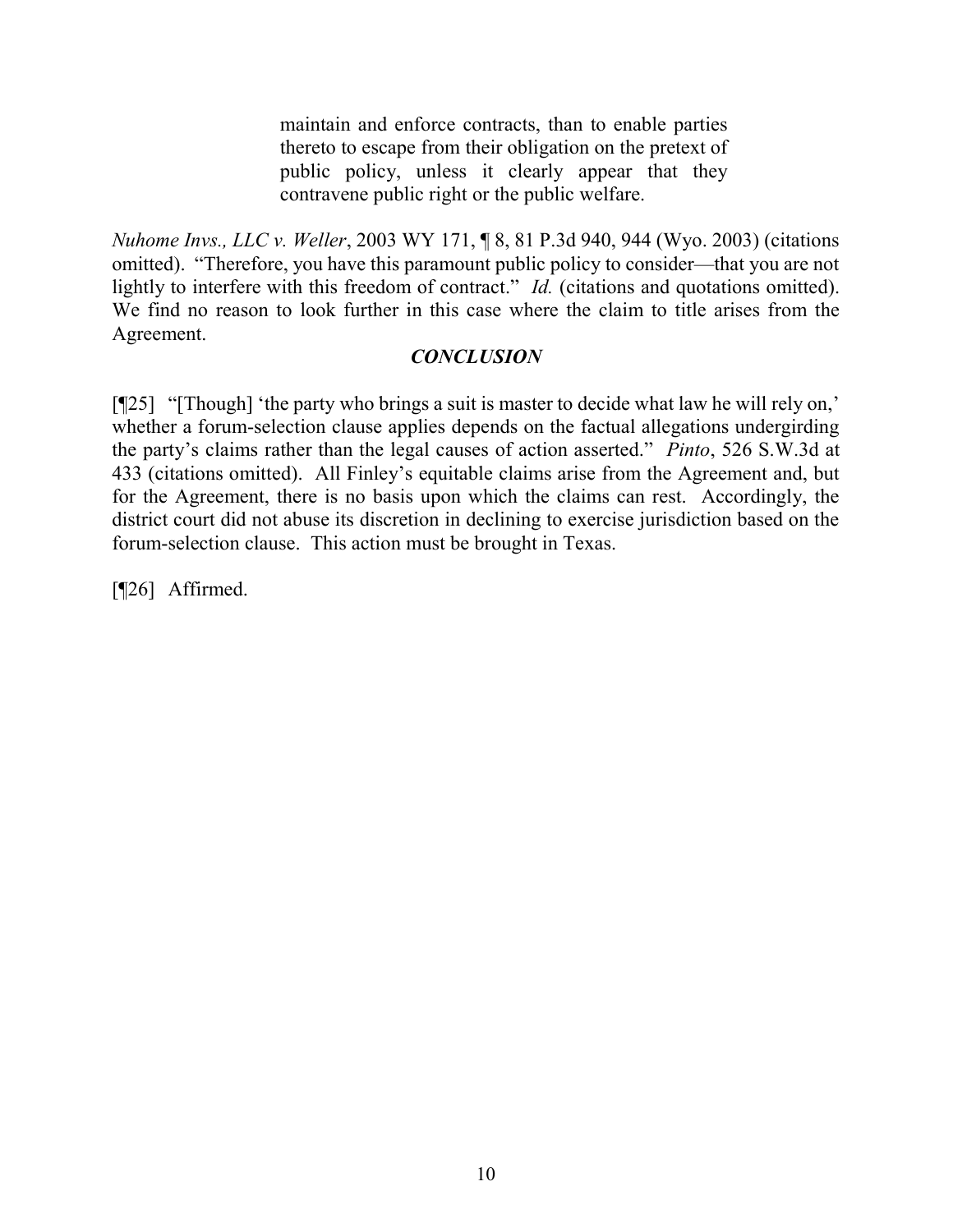> maintain and enforce contracts, than to enable parties thereto to escape from their obligation on the pretext of public policy, unless it clearly appear that they contravene public right or the public welfare.

*Nuhome Invs., LLC v. Weller*, 2003 WY 171, ¶ 8, 81 P.3d 940, 944 (Wyo. 2003) (citations omitted). "Therefore, you have this paramount public policy to consider—that you are not lightly to interfere with this freedom of contract." *Id.* (citations and quotations omitted). We find no reason to look further in this case where the claim to title arises from the Agreement.

### *CONCLUSION*

[¶25] "[Though] 'the party who brings a suit is master to decide what law he will rely on,' whether a forum-selection clause applies depends on the factual allegations undergirding the party's claims rather than the legal causes of action asserted." *Pinto*, 526 S.W.3d at 433 (citations omitted). All Finley's equitable claims arise from the Agreement and, but for the Agreement, there is no basis upon which the claims can rest. Accordingly, the district court did not abuse its discretion in declining to exercise jurisdiction based on the forum-selection clause. This action must be brought in Texas.

[¶26] Affirmed.